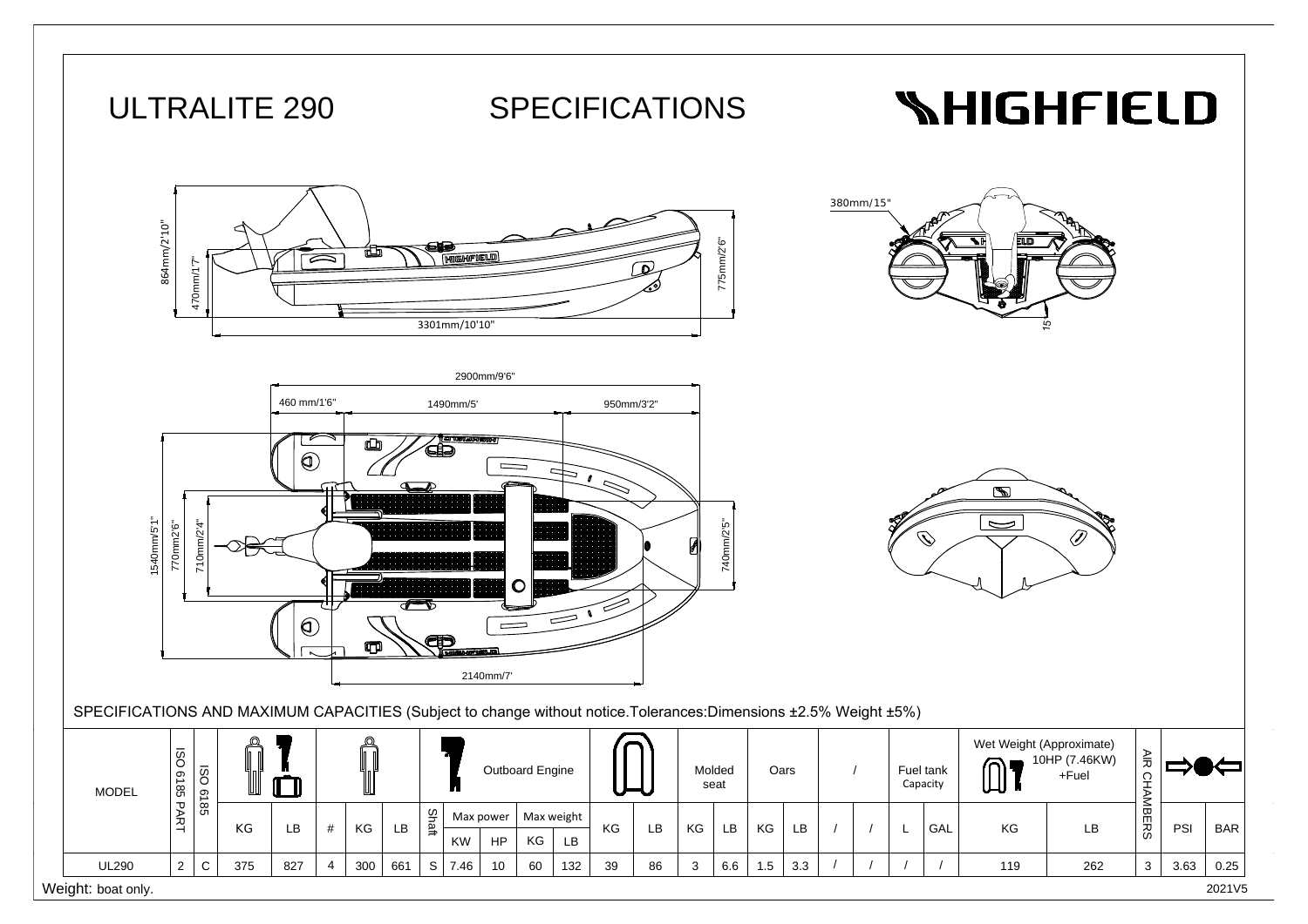# ULTRALITE 290 SPECIFICATIONS

HIGHFIELD

864mm/2'10"
470mm/1'7"
3301mm/10'10"
775mm/2'6"

380mm/15"
15°

2900mm/9'6"
460 mm/1'6"
1490mm/5'
950mm/3'2"
1540mm/5'1"
770mm/2'6"
710mm/2'4"
740mm/2'5"
2140mm/7'

SPECIFICATIONS AND MAXIMUM CAPACITIES (Subject to change without notice.Tolerances:Dimensions ±2.5% Weight ±5%)

| MODEL | ISO 6185 PART | ISO 6185 | | | | | | Outboard Engine | | | | | | | | Molded seat | | Oars | | / | | Fuel tank Capacity | | Wet Weight (Approximate) 10HP (7.46KW) +Fuel | | AIR CHAMBERS | | |
|---|---|---|---|---|---|---|---|---|---|---|---|---|---|---|---|---|---|---|---|---|---|---|---|---|---|---|---|---|
| | | | KG | LB | # | KG | LB | Shaft | Max power KW | Max power HP | Max weight KG | Max weight LB | KG | LB | KG | LB | KG | LB | / | / | L | GAL | KG | LB | | PSI | BAR |
| UL290 | 2 | C | 375 | 827 | 4 | 300 | 661 | S | 7.46 | 10 | 60 | 132 | 39 | 86 | 3 | 6.6 | 1.5 | 3.3 | / | / | / | / | 119 | 262 | 3 | 3.63 | 0.25 |

Weight: boat only.

2021V5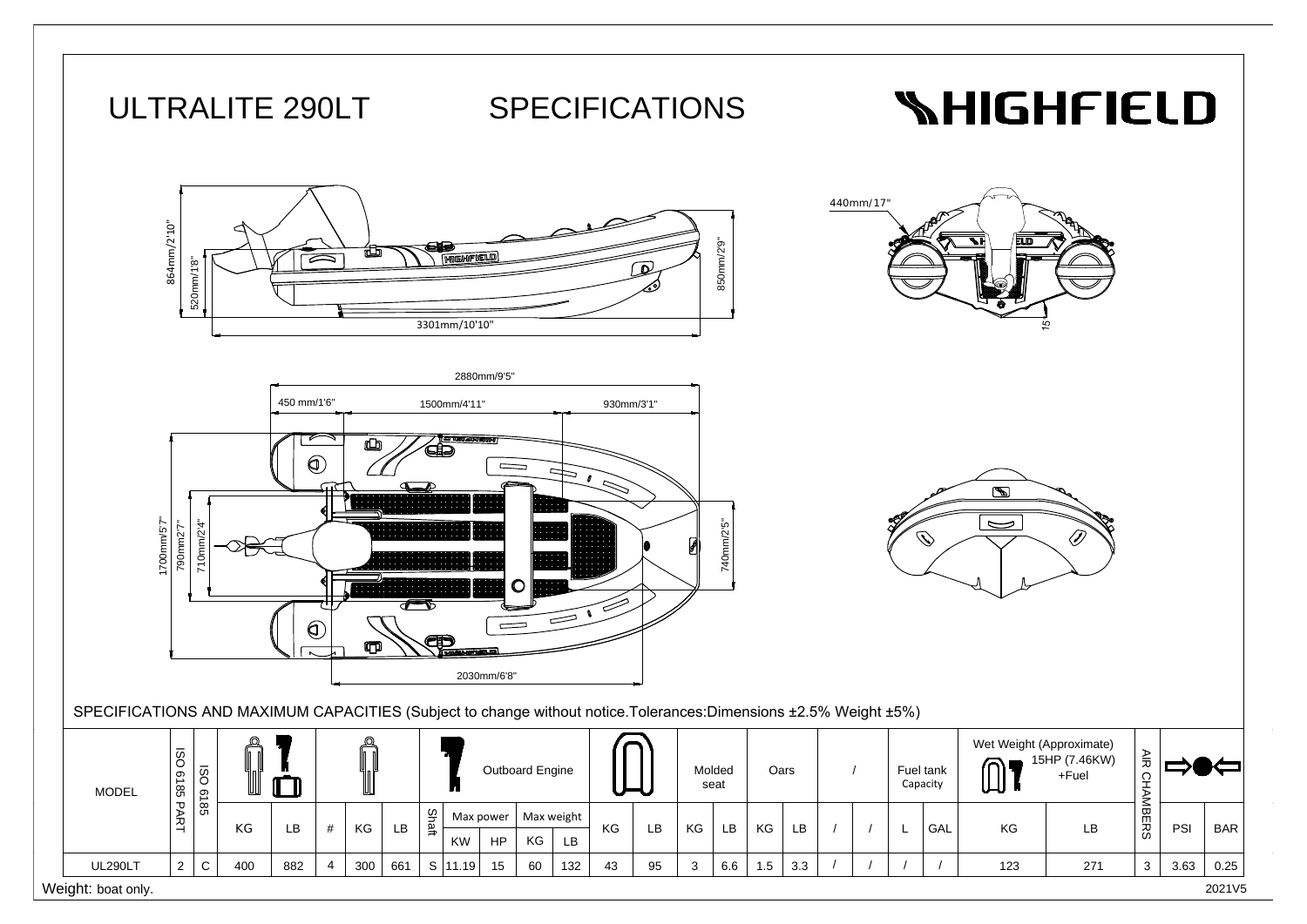# ULTRALITE 290LT SPECIFICATIONS

HIGHFIELD

864mm/2'10"
520mm/1'8"
850mm/2'9"
3301mm/10'10"
440mm/17"
15°

2880mm/9'5"
450 mm/1'6"
1500mm/4'11"
930mm/3'1"
1700mm/5'7"
790mm/2'7"
710mm/2'4"
740mm/2'5"
2030mm/6'8"

SPECIFICATIONS AND MAXIMUM CAPACITIES (Subject to change without notice.Tolerances:Dimensions ±2.5% Weight ±5%)

| MODEL | ISO 6185 PART | ISO 6185 | | | | | | Outboard Engine | | | | | | | Molded seat | | Oars | | / | | Fuel tank Capacity | | Wet Weight (Approximate) 15HP (7.46KW) +Fuel | | AIR CHAMBERS | | |
|---|---|---|---|---|---|---|---|---|---|---|---|---|---|---|---|---|---|---|---|---|---|---|---|---|---|---|---|
| | | | | | | | | | Max power | | Max weight | | | | | | | | | | | | | | | | |
| | | | KG | LB | # | KG | LB | Shaft | KW | HP | KG | LB | KG | LB | KG | LB | KG | LB | / | / | L | GAL | KG | LB | | PSI | BAR |
| UL290LT | 2 | C | 400 | 882 | 4 | 300 | 661 | S | 11.19 | 15 | 60 | 132 | 43 | 95 | 3 | 6.6 | 1.5 | 3.3 | / | / | / | / | 123 | 271 | 3 | 3.63 | 0.25 |

Weight: boat only.

2021V5